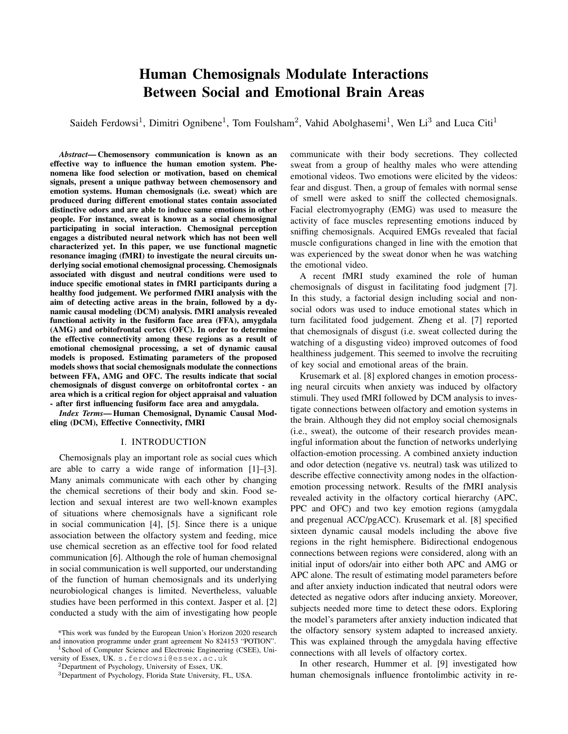# Human Chemosignals Modulate Interactions Between Social and Emotional Brain Areas

Saideh Ferdowsi[1], Dimitri Ognibene[1], Tom Foulsham[2], Vahid Abolghasemi[1], Wen Li[3] and Luca Citi[1]

***Abstract*— Chemosensory communication is known as an effective way to influence the human emotion system. Phenomena like food selection or motivation, based on chemical signals, present a unique pathway between chemosensory and emotion systems. Human chemosignals (i.e. sweat) which are produced during different emotional states contain associated distinctive odors and are able to induce same emotions in other people. For instance, sweat is known as a social chemosignal participating in social interaction. Chemosignal perception engages a distributed neural network which has not been well characterized yet. In this paper, we use functional magnetic resonance imaging (fMRI) to investigate the neural circuits underlying social emotional chemosignal processing. Chemosignals associated with disgust and neutral conditions were used to induce specific emotional states in fMRI participants during a healthy food judgement. We performed fMRI analysis with the aim of detecting active areas in the brain, followed by a dynamic causal modeling (DCM) analysis. fMRI analysis revealed functional activity in the fusiform face area (FFA), amygdala (AMG) and orbitofrontal cortex (OFC). In order to determine the effective connectivity among these regions as a result of emotional chemosignal processing, a set of dynamic causal models is proposed. Estimating parameters of the proposed models shows that social chemosignals modulate the connections between FFA, AMG and OFC. The results indicate that social chemosignals of disgust converge on orbitofrontal cortex - an area which is a critical region for object appraisal and valuation - after first influencing fusiform face area and amygdala.**

***Index Terms*— Human Chemosignal, Dynamic Causal Modeling (DCM), Effective Connectivity, fMRI**

## I. INTRODUCTION

Chemosignals play an important role as social cues which are able to carry a wide range of information [1]–[3]. Many animals communicate with each other by changing the chemical secretions of their body and skin. Food selection and sexual interest are two well-known examples of situations where chemosignals have a significant role in social communication [4], [5]. Since there is a unique association between the olfactory system and feeding, mice use chemical secretion as an effective tool for food related communication [6]. Although the role of human chemosignal in social communication is well supported, our understanding of the function of human chemosignals and its underlying neurobiological changes is limited. Nevertheless, valuable studies have been performed in this context. Jasper et al. [2] conducted a study with the aim of investigating how people communicate with their body secretions. They collected sweat from a group of healthy males who were attending emotional videos. Two emotions were elicited by the videos: fear and disgust. Then, a group of females with normal sense of smell were asked to sniff the collected chemosignals. Facial electromyography (EMG) was used to measure the activity of face muscles representing emotions induced by sniffing chemosignals. Acquired EMGs revealed that facial muscle configurations changed in line with the emotion that was experienced by the sweat donor when he was watching the emotional video.

A recent fMRI study examined the role of human chemosignals of disgust in facilitating food judgment [7]. In this study, a factorial design including social and non-social odors was used to induce emotional states which in turn facilitated food judgement. Zheng et al. [7] reported that chemosignals of disgust (i.e. sweat collected during the watching of a disgusting video) improved outcomes of food healthiness judgement. This seemed to involve the recruiting of key social and emotional areas of the brain.

Krusemark et al. [8] explored changes in emotion processing neural circuits when anxiety was induced by olfactory stimuli. They used fMRI followed by DCM analysis to investigate connections between olfactory and emotion systems in the brain. Although they did not employ social chemosignals (i.e., sweat), the outcome of their research provides meaningful information about the function of networks underlying olfaction-emotion processing. A combined anxiety induction and odor detection (negative vs. neutral) task was utilized to describe effective connectivity among nodes in the olfaction-emotion processing network. Results of the fMRI analysis revealed activity in the olfactory cortical hierarchy (APC, PPC and OFC) and two key emotion regions (amygdala and pregenual ACC/pgACC). Krusemark et al. [8] specified sixteen dynamic causal models including the above five regions in the right hemisphere. Bidirectional endogenous connections between regions were considered, along with an initial input of odors/air into either both APC and AMG or APC alone. The result of estimating model parameters before and after anxiety induction indicated that neutral odors were detected as negative odors after inducing anxiety. Moreover, subjects needed more time to detect these odors. Exploring the model's parameters after anxiety induction indicated that the olfactory sensory system adapted to increased anxiety. This was explained through the amygdala having effective connections with all levels of olfactory cortex.

In other research, Hummer et al. [9] investigated how human chemosignals influence frontolimbic activity in re-

*This work was funded by the European Union's Horizon 2020 research and innovation programme under grant agreement No 824153 "POTION".

[1]School of Computer Science and Electronic Engineering (CSEE), University of Essex, UK. s.ferdowsi@essex.ac.uk

[2]Department of Psychology, University of Essex, UK.

[3]Department of Psychology, Florida State University, FL, USA.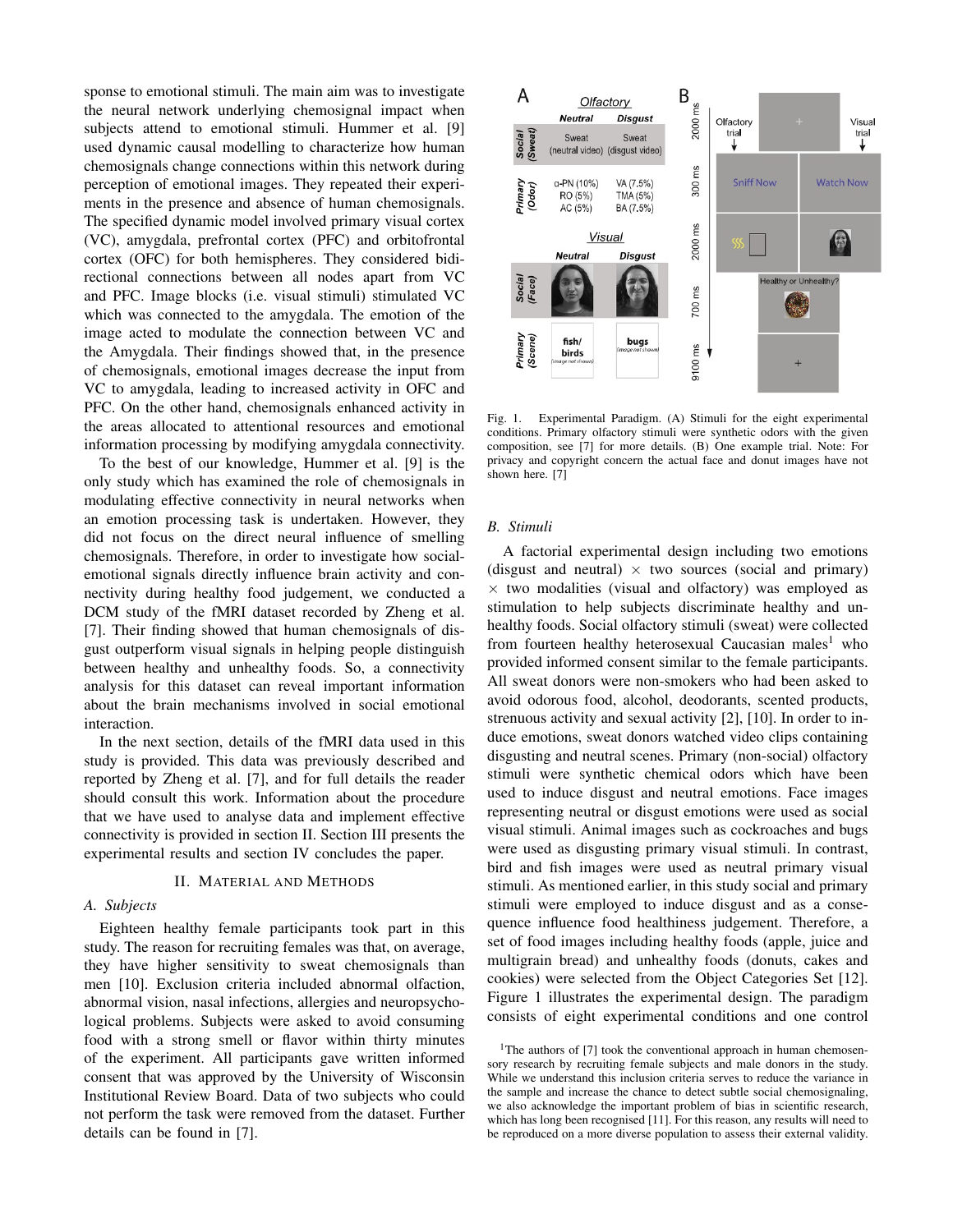sponse to emotional stimuli. The main aim was to investigate the neural network underlying chemosignal impact when subjects attend to emotional stimuli. Hummer et al. [9] used dynamic causal modelling to characterize how human chemosignals change connections within this network during perception of emotional images. They repeated their experiments in the presence and absence of human chemosignals. The specified dynamic model involved primary visual cortex (VC), amygdala, prefrontal cortex (PFC) and orbitofrontal cortex (OFC) for both hemispheres. They considered bidirectional connections between all nodes apart from VC and PFC. Image blocks (i.e. visual stimuli) stimulated VC which was connected to the amygdala. The emotion of the image acted to modulate the connection between VC and the Amygdala. Their findings showed that, in the presence of chemosignals, emotional images decrease the input from VC to amygdala, leading to increased activity in OFC and PFC. On the other hand, chemosignals enhanced activity in the areas allocated to attentional resources and emotional information processing by modifying amygdala connectivity.

To the best of our knowledge, Hummer et al. [9] is the only study which has examined the role of chemosignals in modulating effective connectivity in neural networks when an emotion processing task is undertaken. However, they did not focus on the direct neural influence of smelling chemosignals. Therefore, in order to investigate how social-emotional signals directly influence brain activity and connectivity during healthy food judgement, we conducted a DCM study of the fMRI dataset recorded by Zheng et al. [7]. Their finding showed that human chemosignals of disgust outperform visual signals in helping people distinguish between healthy and unhealthy foods. So, a connectivity analysis for this dataset can reveal important information about the brain mechanisms involved in social emotional interaction.

In the next section, details of the fMRI data used in this study is provided. This data was previously described and reported by Zheng et al. [7], and for full details the reader should consult this work. Information about the procedure that we have used to analyse data and implement effective connectivity is provided in section II. Section III presents the experimental results and section IV concludes the paper.

## II. Material and Methods

### A. Subjects

Eighteen healthy female participants took part in this study. The reason for recruiting females was that, on average, they have higher sensitivity to sweat chemosignals than men [10]. Exclusion criteria included abnormal olfaction, abnormal vision, nasal infections, allergies and neuropsychological problems. Subjects were asked to avoid consuming food with a strong smell or flavor within thirty minutes of the experiment. All participants gave written informed consent that was approved by the University of Wisconsin Institutional Review Board. Data of two subjects who could not perform the task were removed from the dataset. Further details can be found in [7].

Fig. 1. Experimental Paradigm. (A) Stimuli for the eight experimental conditions. Primary olfactory stimuli were synthetic odors with the given composition, see [7] for more details. (B) One example trial. Note: For privacy and copyright concern the actual face and donut images have not shown here. [7]

### B. Stimuli

A factorial experimental design including two emotions (disgust and neutral) $\times$ two sources (social and primary) $\times$ two modalities (visual and olfactory) was employed as stimulation to help subjects discriminate healthy and unhealthy foods. Social olfactory stimuli (sweat) were collected from fourteen healthy heterosexual Caucasian males[1] who provided informed consent similar to the female participants. All sweat donors were non-smokers who had been asked to avoid odorous food, alcohol, deodorants, scented products, strenuous activity and sexual activity [2], [10]. In order to induce emotions, sweat donors watched video clips containing disgusting and neutral scenes. Primary (non-social) olfactory stimuli were synthetic chemical odors which have been used to induce disgust and neutral emotions. Face images representing neutral or disgust emotions were used as social visual stimuli. Animal images such as cockroaches and bugs were used as disgusting primary visual stimuli. In contrast, bird and fish images were used as neutral primary visual stimuli. As mentioned earlier, in this study social and primary stimuli were employed to induce disgust and as a consequence influence food healthiness judgement. Therefore, a set of food images including healthy foods (apple, juice and multigrain bread) and unhealthy foods (donuts, cakes and cookies) were selected from the Object Categories Set [12]. Figure 1 illustrates the experimental design. The paradigm consists of eight experimental conditions and one control

[1] The authors of [7] took the conventional approach in human chemosensory research by recruiting female subjects and male donors in the study. While we understand this inclusion criteria serves to reduce the variance in the sample and increase the chance to detect subtle social chemosignaling, we also acknowledge the important problem of bias in scientific research, which has long been recognised [11]. For this reason, any results will need to be reproduced on a more diverse population to assess their external validity.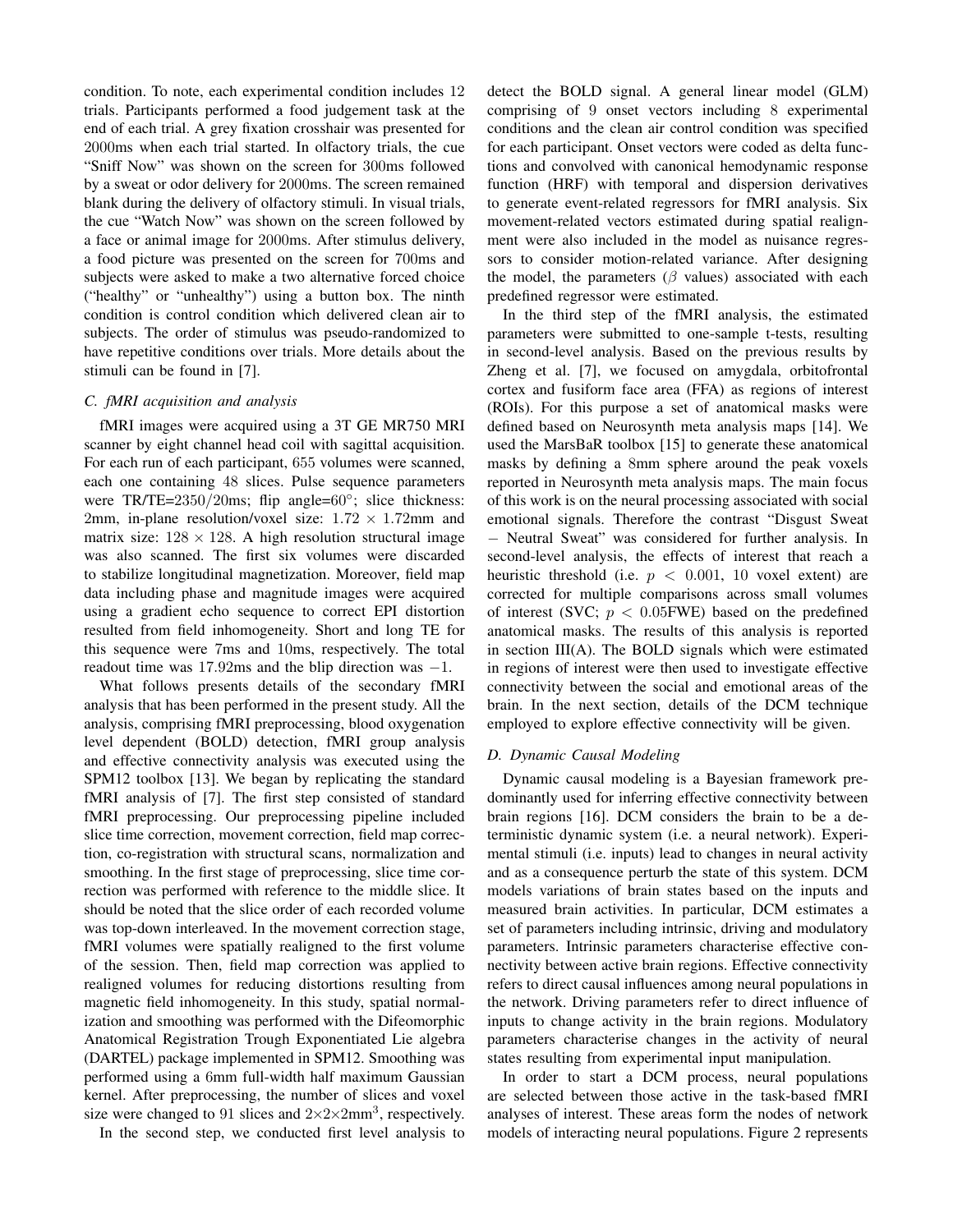condition. To note, each experimental condition includes 12 trials. Participants performed a food judgement task at the end of each trial. A grey fixation crosshair was presented for 2000ms when each trial started. In olfactory trials, the cue "Sniff Now" was shown on the screen for 300ms followed by a sweat or odor delivery for 2000ms. The screen remained blank during the delivery of olfactory stimuli. In visual trials, the cue "Watch Now" was shown on the screen followed by a face or animal image for 2000ms. After stimulus delivery, a food picture was presented on the screen for 700ms and subjects were asked to make a two alternative forced choice ("healthy" or "unhealthy") using a button box. The ninth condition is control condition which delivered clean air to subjects. The order of stimulus was pseudo-randomized to have repetitive conditions over trials. More details about the stimuli can be found in [7].

### *C. fMRI acquisition and analysis*

fMRI images were acquired using a 3T GE MR750 MRI scanner by eight channel head coil with sagittal acquisition. For each run of each participant, 655 volumes were scanned, each one containing 48 slices. Pulse sequence parameters were TR/TE=2350/20ms; flip angle=60°; slice thickness: 2mm, in-plane resolution/voxel size: $1.72 \times 1.72$mm and matrix size: $128 \times 128$. A high resolution structural image was also scanned. The first six volumes were discarded to stabilize longitudinal magnetization. Moreover, field map data including phase and magnitude images were acquired using a gradient echo sequence to correct EPI distortion resulted from field inhomogeneity. Short and long TE for this sequence were 7ms and 10ms, respectively. The total readout time was 17.92ms and the blip direction was $-1$.

What follows presents details of the secondary fMRI analysis that has been performed in the present study. All the analysis, comprising fMRI preprocessing, blood oxygenation level dependent (BOLD) detection, fMRI group analysis and effective connectivity analysis was executed using the SPM12 toolbox [13]. We began by replicating the standard fMRI analysis of [7]. The first step consisted of standard fMRI preprocessing. Our preprocessing pipeline included slice time correction, movement correction, field map correction, co-registration with structural scans, normalization and smoothing. In the first stage of preprocessing, slice time correction was performed with reference to the middle slice. It should be noted that the slice order of each recorded volume was top-down interleaved. In the movement correction stage, fMRI volumes were spatially realigned to the first volume of the session. Then, field map correction was applied to realigned volumes for reducing distortions resulting from magnetic field inhomogeneity. In this study, spatial normalization and smoothing was performed with the Difeomorphic Anatomical Registration Trough Exponentiated Lie algebra (DARTEL) package implemented in SPM12. Smoothing was performed using a 6mm full-width half maximum Gaussian kernel. After preprocessing, the number of slices and voxel size were changed to 91 slices and $2 \times 2 \times 2$mm$^3$, respectively.

In the second step, we conducted first level analysis to detect the BOLD signal. A general linear model (GLM) comprising of 9 onset vectors including 8 experimental conditions and the clean air control condition was specified for each participant. Onset vectors were coded as delta functions and convolved with canonical hemodynamic response function (HRF) with temporal and dispersion derivatives to generate event-related regressors for fMRI analysis. Six movement-related vectors estimated during spatial realignment were also included in the model as nuisance regressors to consider motion-related variance. After designing the model, the parameters ($\beta$ values) associated with each predefined regressor were estimated.

In the third step of the fMRI analysis, the estimated parameters were submitted to one-sample t-tests, resulting in second-level analysis. Based on the previous results by Zheng et al. [7], we focused on amygdala, orbitofrontal cortex and fusiform face area (FFA) as regions of interest (ROIs). For this purpose a set of anatomical masks were defined based on Neurosynth meta analysis maps [14]. We used the MarsBaR toolbox [15] to generate these anatomical masks by defining a 8mm sphere around the peak voxels reported in Neurosynth meta analysis maps. The main focus of this work is on the neural processing associated with social emotional signals. Therefore the contrast "Disgust Sweat − Neutral Sweat" was considered for further analysis. In second-level analysis, the effects of interest that reach a heuristic threshold (i.e. $p < 0.001$, 10 voxel extent) are corrected for multiple comparisons across small volumes of interest (SVC; $p < 0.05$FWE) based on the predefined anatomical masks. The results of this analysis is reported in section III(A). The BOLD signals which were estimated in regions of interest were then used to investigate effective connectivity between the social and emotional areas of the brain. In the next section, details of the DCM technique employed to explore effective connectivity will be given.

### *D. Dynamic Causal Modeling*

Dynamic causal modeling is a Bayesian framework predominantly used for inferring effective connectivity between brain regions [16]. DCM considers the brain to be a deterministic dynamic system (i.e. a neural network). Experimental stimuli (i.e. inputs) lead to changes in neural activity and as a consequence perturb the state of this system. DCM models variations of brain states based on the inputs and measured brain activities. In particular, DCM estimates a set of parameters including intrinsic, driving and modulatory parameters. Intrinsic parameters characterise effective connectivity between active brain regions. Effective connectivity refers to direct causal influences among neural populations in the network. Driving parameters refer to direct influence of inputs to change activity in the brain regions. Modulatory parameters characterise changes in the activity of neural states resulting from experimental input manipulation.

In order to start a DCM process, neural populations are selected between those active in the task-based fMRI analyses of interest. These areas form the nodes of network models of interacting neural populations. Figure 2 represents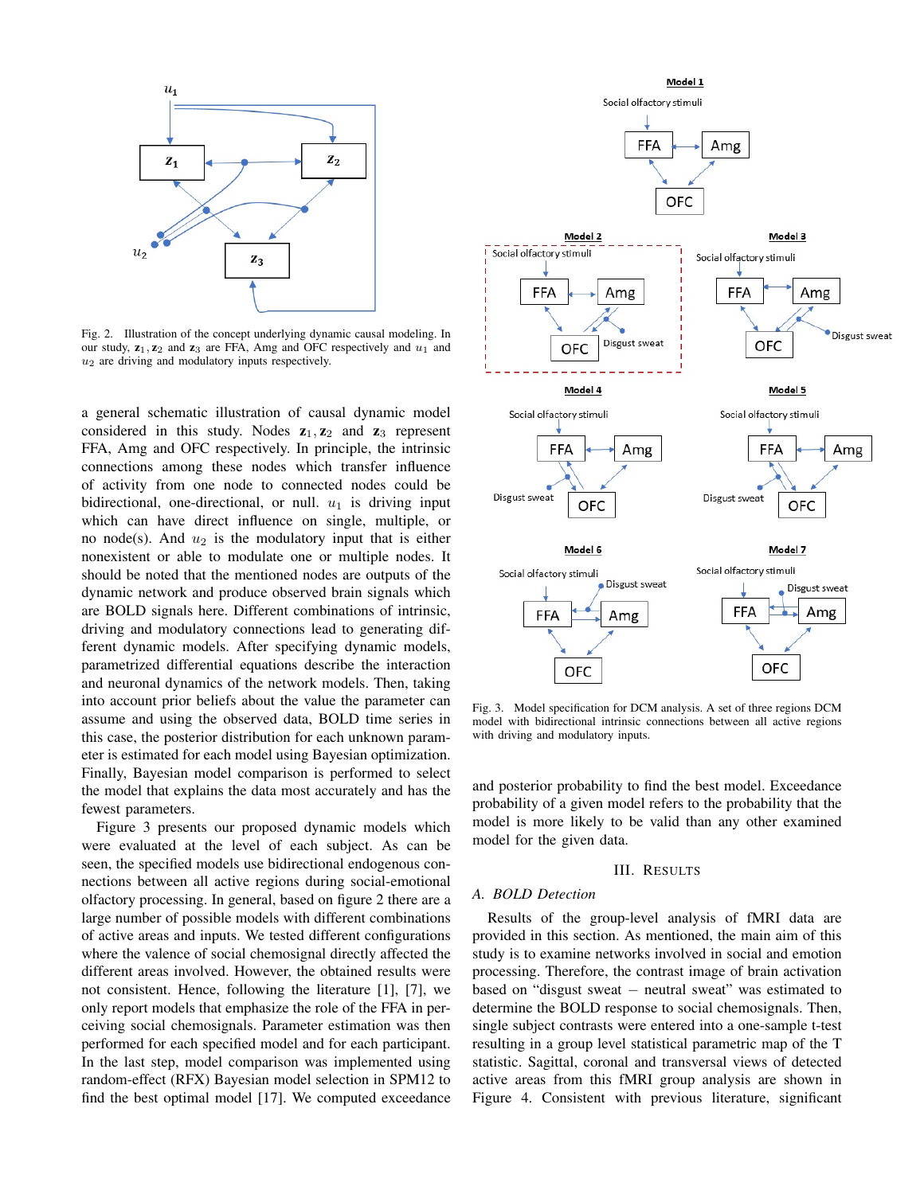Fig. 2. Illustration of the concept underlying dynamic causal modeling. In our study, $\mathbf{z}_1, \mathbf{z}_2$ and $\mathbf{z}_3$ are FFA, Amg and OFC respectively and $u_1$ and $u_2$ are driving and modulatory inputs respectively.

a general schematic illustration of causal dynamic model considered in this study. Nodes $\mathbf{z}_1, \mathbf{z}_2$ and $\mathbf{z}_3$ represent FFA, Amg and OFC respectively. In principle, the intrinsic connections among these nodes which transfer influence of activity from one node to connected nodes could be bidirectional, one-directional, or null. $u_1$ is driving input which can have direct influence on single, multiple, or no node(s). And $u_2$ is the modulatory input that is either nonexistent or able to modulate one or multiple nodes. It should be noted that the mentioned nodes are outputs of the dynamic network and produce observed brain signals which are BOLD signals here. Different combinations of intrinsic, driving and modulatory connections lead to generating different dynamic models. After specifying dynamic models, parametrized differential equations describe the interaction and neuronal dynamics of the network models. Then, taking into account prior beliefs about the value the parameter can assume and using the observed data, BOLD time series in this case, the posterior distribution for each unknown parameter is estimated for each model using Bayesian optimization. Finally, Bayesian model comparison is performed to select the model that explains the data most accurately and has the fewest parameters.

Figure 3 presents our proposed dynamic models which were evaluated at the level of each subject. As can be seen, the specified models use bidirectional endogenous connections between all active regions during social-emotional olfactory processing. In general, based on figure 2 there are a large number of possible models with different combinations of active areas and inputs. We tested different configurations where the valence of social chemosignal directly affected the different areas involved. However, the obtained results were not consistent. Hence, following the literature [1], [7], we only report models that emphasize the role of the FFA in perceiving social chemosignals. Parameter estimation was then performed for each specified model and for each participant. In the last step, model comparison was implemented using random-effect (RFX) Bayesian model selection in SPM12 to find the best optimal model [17]. We computed exceedance and posterior probability to find the best model. Exceedance probability of a given model refers to the probability that the model is more likely to be valid than any other examined model for the given data.

Fig. 3. Model specification for DCM analysis. A set of three regions DCM model with bidirectional intrinsic connections between all active regions with driving and modulatory inputs.

## III. Results

### A. BOLD Detection

Results of the group-level analysis of fMRI data are provided in this section. As mentioned, the main aim of this study is to examine networks involved in social and emotion processing. Therefore, the contrast image of brain activation based on "disgust sweat − neutral sweat" was estimated to determine the BOLD response to social chemosignals. Then, single subject contrasts were entered into a one-sample t-test resulting in a group level statistical parametric map of the T statistic. Sagittal, coronal and transversal views of detected active areas from this fMRI group analysis are shown in Figure 4. Consistent with previous literature, significant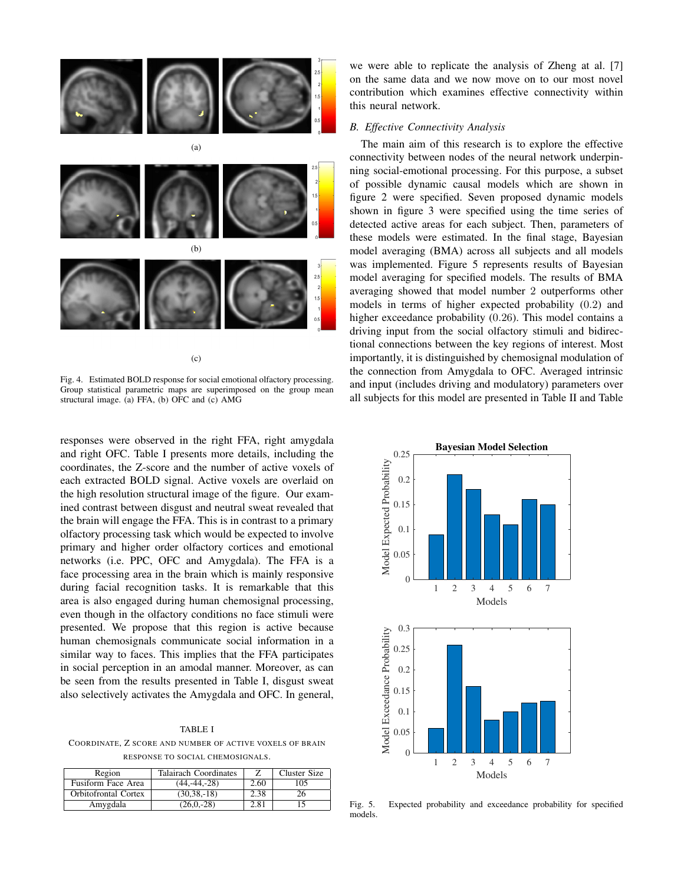Fig. 4. Estimated BOLD response for social emotional olfactory processing. Group statistical parametric maps are superimposed on the group mean structural image. (a) FFA, (b) OFC and (c) AMG

responses were observed in the right FFA, right amygdala and right OFC. Table I presents more details, including the coordinates, the Z-score and the number of active voxels of each extracted BOLD signal. Active voxels are overlaid on the high resolution structural image of the figure. Our examined contrast between disgust and neutral sweat revealed that the brain will engage the FFA. This is in contrast to a primary olfactory processing task which would be expected to involve primary and higher order olfactory cortices and emotional networks (i.e. PPC, OFC and Amygdala). The FFA is a face processing area in the brain which is mainly responsive during facial recognition tasks. It is remarkable that this area is also engaged during human chemosignal processing, even though in the olfactory conditions no face stimuli were presented. We propose that this region is active because human chemosignals communicate social information in a similar way to faces. This implies that the FFA participates in social perception in an amodal manner. Moreover, as can be seen from the results presented in Table I, disgust sweat also selectively activates the Amygdala and OFC. In general,

TABLE I

COORDINATE, Z SCORE AND NUMBER OF ACTIVE VOXELS OF BRAIN RESPONSE TO SOCIAL CHEMOSIGNALS.

| Region | Talairach Coordinates | Z | Cluster Size |
|---|---|---|---|
| Fusiform Face Area | (44,-44,-28) | 2.60 | 105 |
| Orbitofrontal Cortex | (30,38,-18) | 2.38 | 26 |
| Amygdala | (26,0,-28) | 2.81 | 15 |

we were able to replicate the analysis of Zheng at al. [7] on the same data and we now move on to our most novel contribution which examines effective connectivity within this neural network.

### *B. Effective Connectivity Analysis*

The main aim of this research is to explore the effective connectivity between nodes of the neural network underpinning social-emotional processing. For this purpose, a subset of possible dynamic causal models which are shown in figure 2 were specified. Seven proposed dynamic models shown in figure 3 were specified using the time series of detected active areas for each subject. Then, parameters of these models were estimated. In the final stage, Bayesian model averaging (BMA) across all subjects and all models was implemented. Figure 5 represents results of Bayesian model averaging for specified models. The results of BMA averaging showed that model number 2 outperforms other models in terms of higher expected probability (0.2) and higher exceedance probability (0.26). This model contains a driving input from the social olfactory stimuli and bidirectional connections between the key regions of interest. Most importantly, it is distinguished by chemosignal modulation of the connection from Amygdala to OFC. Averaged intrinsic and input (includes driving and modulatory) parameters over all subjects for this model are presented in Table II and Table

Fig. 5. Expected probability and exceedance probability for specified models.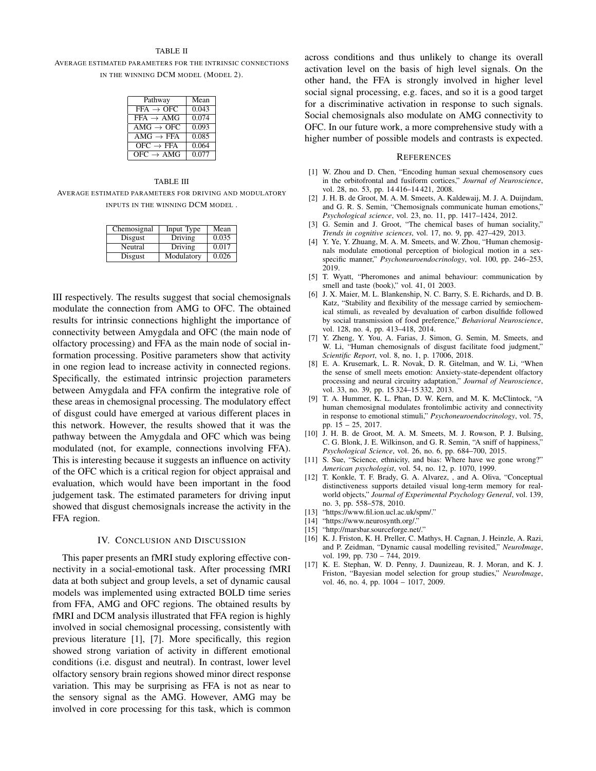TABLE II

AVERAGE ESTIMATED PARAMETERS FOR THE INTRINSIC CONNECTIONS IN THE WINNING DCM MODEL (MODEL 2).

| Pathway | Mean |
|---|---|
| FFA $\rightarrow$ OFC | 0.043 |
| FFA $\rightarrow$ AMG | 0.074 |
| AMG $\rightarrow$ OFC | 0.093 |
| AMG $\rightarrow$ FFA | 0.085 |
| OFC $\rightarrow$ FFA | 0.064 |
| OFC $\rightarrow$ AMG | 0.077 |

TABLE III

AVERAGE ESTIMATED PARAMETERS FOR DRIVING AND MODULATORY INPUTS IN THE WINNING DCM MODEL .

| Chemosignal | Input Type | Mean |
|---|---|---|
| Disgust | Driving | 0.035 |
| Neutral | Driving | 0.017 |
| Disgust | Modulatory | 0.026 |

III respectively. The results suggest that social chemosignals modulate the connection from AMG to OFC. The obtained results for intrinsic connections highlight the importance of connectivity between Amygdala and OFC (the main node of olfactory processing) and FFA as the main node of social information processing. Positive parameters show that activity in one region lead to increase activity in connected regions. Specifically, the estimated intrinsic projection parameters between Amygdala and FFA confirm the integrative role of these areas in chemosignal processing. The modulatory effect of disgust could have emerged at various different places in this network. However, the results showed that it was the pathway between the Amygdala and OFC which was being modulated (not, for example, connections involving FFA). This is interesting because it suggests an influence on activity of the OFC which is a critical region for object appraisal and evaluation, which would have been important in the food judgement task. The estimated parameters for driving input showed that disgust chemosignals increase the activity in the FFA region.

## IV. CONCLUSION AND DISCUSSION

This paper presents an fMRI study exploring effective connectivity in a social-emotional task. After processing fMRI data at both subject and group levels, a set of dynamic causal models was implemented using extracted BOLD time series from FFA, AMG and OFC regions. The obtained results by fMRI and DCM analysis illustrated that FFA region is highly involved in social chemosignal processing, consistently with previous literature [1], [7]. More specifically, this region showed strong variation of activity in different emotional conditions (i.e. disgust and neutral). In contrast, lower level olfactory sensory brain regions showed minor direct response variation. This may be surprising as FFA is not as near to the sensory signal as the AMG. However, AMG may be involved in core processing for this task, which is common across conditions and thus unlikely to change its overall activation level on the basis of high level signals. On the other hand, the FFA is strongly involved in higher level social signal processing, e.g. faces, and so it is a good target for a discriminative activation in response to such signals. Social chemosignals also modulate on AMG connectivity to OFC. In our future work, a more comprehensive study with a higher number of possible models and contrasts is expected.

## REFERENCES

[1] W. Zhou and D. Chen, "Encoding human sexual chemosensory cues in the orbitofrontal and fusiform cortices," *Journal of Neuroscience*, vol. 28, no. 53, pp. 14 416–14 421, 2008.

[2] J. H. B. de Groot, M. A. M. Smeets, A. Kaldewaij, M. J. A. Duijndam, and G. R. S. Semin, "Chemosignals communicate human emotions," *Psychological science*, vol. 23, no. 11, pp. 1417–1424, 2012.

[3] G. Semin and J. Groot, "The chemical bases of human sociality," *Trends in cognitive sciences*, vol. 17, no. 9, pp. 427–429, 2013.

[4] Y. Ye, Y. Zhuang, M. A. M. Smeets, and W. Zhou, "Human chemosignals modulate emotional perception of biological motion in a sex-specific manner," *Psychoneuroendocrinology*, vol. 100, pp. 246–253, 2019.

[5] T. Wyatt, "Pheromones and animal behaviour: communication by smell and taste (book)," vol. 41, 01 2003.

[6] J. X. Maier, M. L. Blankenship, N. C. Barry, S. E. Richards, and D. B. Katz, "Stability and flexibility of the message carried by semiochemical stimuli, as revealed by devaluation of carbon disulfide followed by social transmission of food preference," *Behavioral Neuroscience*, vol. 128, no. 4, pp. 413–418, 2014.

[7] Y. Zheng, Y. You, A. Farias, J. Simon, G. Semin, M. Smeets, and W. Li, "Human chemosignals of disgust facilitate food judgment," *Scientific Report*, vol. 8, no. 1, p. 17006, 2018.

[8] E. A. Krusemark, L. R. Novak, D. R. Gitelman, and W. Li, "When the sense of smell meets emotion: Anxiety-state-dependent olfactory processing and neural circuitry adaptation," *Journal of Neuroscience*, vol. 33, no. 39, pp. 15 324–15 332, 2013.

[9] T. A. Hummer, K. L. Phan, D. W. Kern, and M. K. McClintock, "A human chemosignal modulates frontolimbic activity and connectivity in response to emotional stimuli," *Psychoneuroendocrinology*, vol. 75, pp. 15 – 25, 2017.

[10] J. H. B. de Groot, M. A. M. Smeets, M. J. Rowson, P. J. Bulsing, C. G. Blonk, J. E. Wilkinson, and G. R. Semin, "A sniff of happiness," *Psychological Science*, vol. 26, no. 6, pp. 684–700, 2015.

[11] S. Sue, "Science, ethnicity, and bias: Where have we gone wrong?" *American psychologist*, vol. 54, no. 12, p. 1070, 1999.

[12] T. Konkle, T. F. Brady, G. A. Alvarez, , and A. Oliva, "Conceptual distinctiveness supports detailed visual long-term memory for real-world objects," *Journal of Experimental Psychology General*, vol. 139, no. 3, pp. 558–578, 2010.

[13] "https://www.fil.ion.ucl.ac.uk/spm/."

[14] "https://www.neurosynth.org/."

[15] "http://marsbar.sourceforge.net/."

[16] K. J. Friston, K. H. Preller, C. Mathys, H. Cagnan, J. Heinzle, A. Razi, and P. Zeidman, "Dynamic causal modelling revisited," *NeuroImage*, vol. 199, pp. 730 – 744, 2019.

[17] K. E. Stephan, W. D. Penny, J. Daunizeau, R. J. Moran, and K. J. Friston, "Bayesian model selection for group studies," *NeuroImage*, vol. 46, no. 4, pp. 1004 – 1017, 2009.